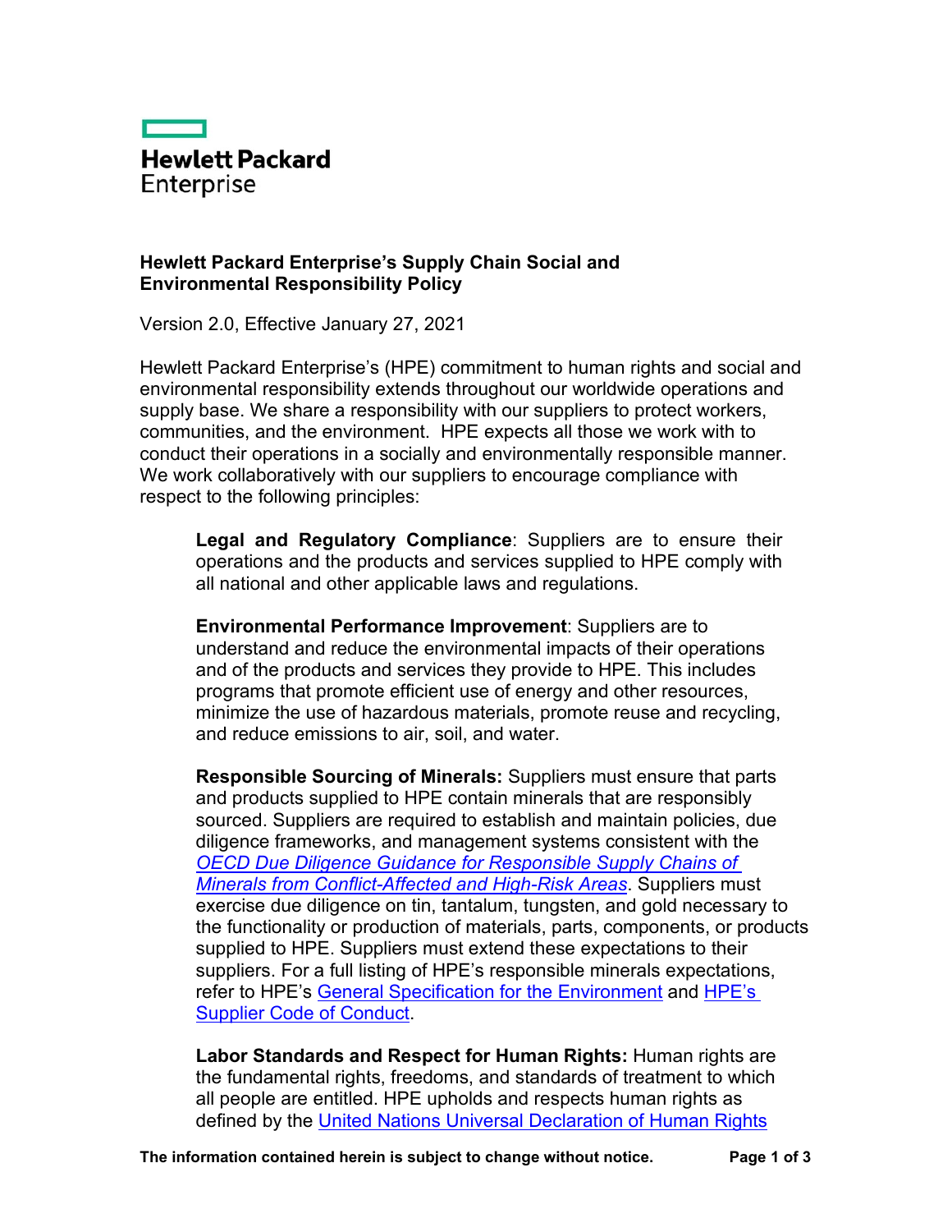Hewlett Packard Enterprise

# Hewlett Packard Enterprise's Supply Chain Social and Environmental Responsibility Policy

Version 2.0, Effective January 27, 2021

Hewlett Packard Enterprise's (HPE) commitment to human rights and social and environmental responsibility extends throughout our worldwide operations and supply base. We share a responsibility with our suppliers to protect workers, communities, and the environment. HPE expects all those we work with to conduct their operations in a socially and environmentally responsible manner. We work collaboratively with our suppliers to encourage compliance with respect to the following principles:

**Legal and Regulatory Compliance**: Suppliers are to ensure their operations and the products and services supplied to HPE comply with all national and other applicable laws and regulations.

**Environmental Performance Improvement**: Suppliers are to understand and reduce the environmental impacts of their operations and of the products and services they provide to HPE. This includes programs that promote efficient use of energy and other resources, minimize the use of hazardous materials, promote reuse and recycling, and reduce emissions to air, soil, and water.

**Responsible Sourcing of Minerals:** Suppliers must ensure that parts and products supplied to HPE contain minerals that are responsibly sourced. Suppliers are required to establish and maintain policies, due diligence frameworks, and management systems consistent with the *OECD Due Diligence Guidance for Responsible Supply Chains of Minerals from Conflict-Affected and High-Risk Areas*. Suppliers must exercise due diligence on tin, tantalum, tungsten, and gold necessary to the functionality or production of materials, parts, components, or products supplied to HPE. Suppliers must extend these expectations to their suppliers. For a full listing of HPE's responsible minerals expectations, refer to HPE's General Specification for the Environment and HPE's Supplier Code of Conduct.

**Labor Standards and Respect for Human Rights:** Human rights are the fundamental rights, freedoms, and standards of treatment to which all people are entitled. HPE upholds and respects human rights as defined by the United Nations Universal Declaration of Human Rights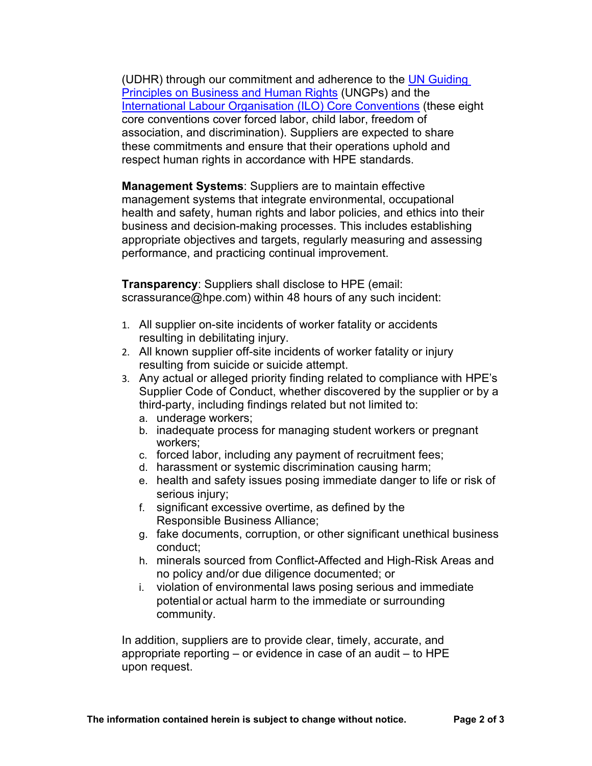(UDHR) through our commitment and adherence to the [UN Guiding Principles on Business and Human Rights](#) (UNGPs) and the [International Labour Organisation (ILO) Core Conventions](#) (these eight core conventions cover forced labor, child labor, freedom of association, and discrimination). Suppliers are expected to share these commitments and ensure that their operations uphold and respect human rights in accordance with HPE standards.

**Management Systems**: Suppliers are to maintain effective management systems that integrate environmental, occupational health and safety, human rights and labor policies, and ethics into their business and decision-making processes. This includes establishing appropriate objectives and targets, regularly measuring and assessing performance, and practicing continual improvement.

**Transparency**: Suppliers shall disclose to HPE (email: scrassurance@hpe.com) within 48 hours of any such incident:

1. All supplier on-site incidents of worker fatality or accidents resulting in debilitating injury.
2. All known supplier off-site incidents of worker fatality or injury resulting from suicide or suicide attempt.
3. Any actual or alleged priority finding related to compliance with HPE's Supplier Code of Conduct, whether discovered by the supplier or by a third-party, including findings related but not limited to:
   a. underage workers;
   b. inadequate process for managing student workers or pregnant workers;
   c. forced labor, including any payment of recruitment fees;
   d. harassment or systemic discrimination causing harm;
   e. health and safety issues posing immediate danger to life or risk of serious injury;
   f. significant excessive overtime, as defined by the Responsible Business Alliance;
   g. fake documents, corruption, or other significant unethical business conduct;
   h. minerals sourced from Conflict-Affected and High-Risk Areas and no policy and/or due diligence documented; or
   i. violation of environmental laws posing serious and immediate potential or actual harm to the immediate or surrounding community.

In addition, suppliers are to provide clear, timely, accurate, and appropriate reporting – or evidence in case of an audit – to HPE upon request.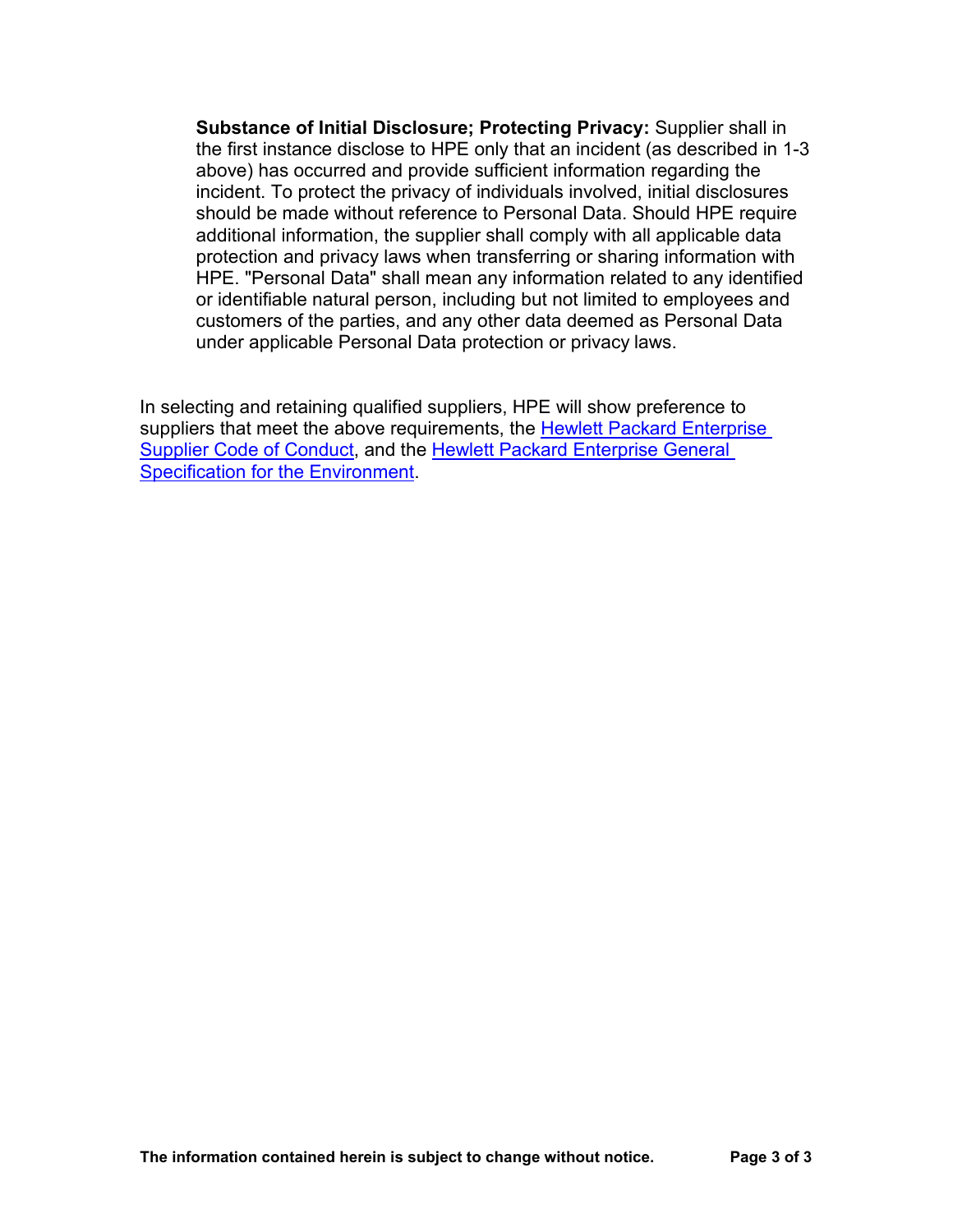**Substance of Initial Disclosure; Protecting Privacy:** Supplier shall in the first instance disclose to HPE only that an incident (as described in 1-3 above) has occurred and provide sufficient information regarding the incident. To protect the privacy of individuals involved, initial disclosures should be made without reference to Personal Data. Should HPE require additional information, the supplier shall comply with all applicable data protection and privacy laws when transferring or sharing information with HPE. "Personal Data" shall mean any information related to any identified or identifiable natural person, including but not limited to employees and customers of the parties, and any other data deemed as Personal Data under applicable Personal Data protection or privacy laws.

In selecting and retaining qualified suppliers, HPE will show preference to suppliers that meet the above requirements, the Hewlett Packard Enterprise Supplier Code of Conduct, and the Hewlett Packard Enterprise General Specification for the Environment.

**The information contained herein is subject to change without notice.**